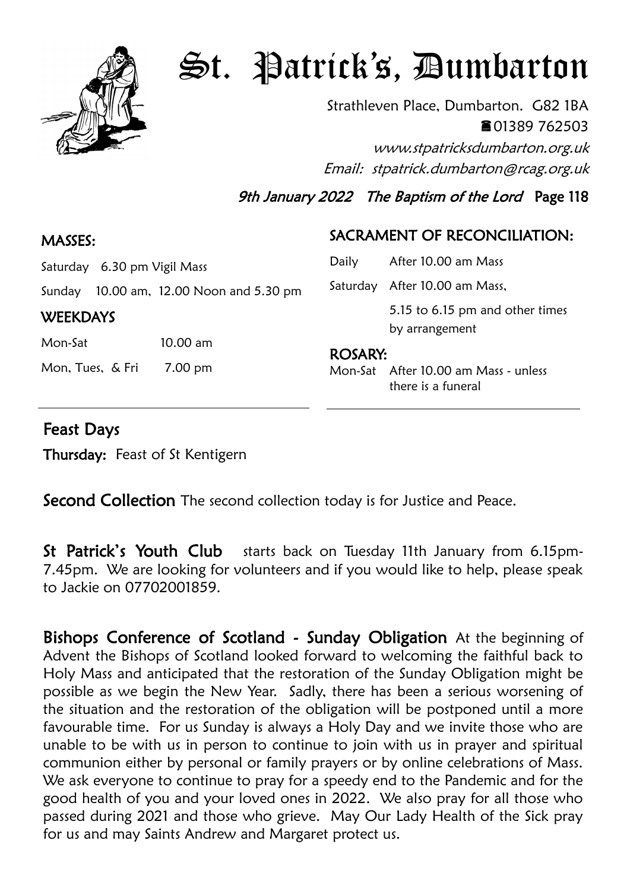# St. Patrick's, Dumbarton

Strathleven Place, Dumbarton. G82 1BA
☎01389 762503
*www.stpatricksdumbarton.org.uk*
*Email: stpatrick.dumbarton@rcag.org.uk*

*9th January 2022 The Baptism of the Lord* **Page 118**

## MASSES:

Saturday 6.30 pm Vigil Mass

Sunday 10.00 am, 12.00 Noon and 5.30 pm

### WEEKDAYS

Mon-Sat 10.00 am

Mon, Tues, & Fri 7.00 pm

## SACRAMENT OF RECONCILIATION:

Daily After 10.00 am Mass

Saturday After 10.00 am Mass, 5.15 to 6.15 pm and other times by arrangement

## ROSARY:

Mon-Sat After 10.00 am Mass - unless there is a funeral

## Feast Days

**Thursday:** Feast of St Kentigern

**Second Collection** The second collection today is for Justice and Peace.

**St Patrick's Youth Club** starts back on Tuesday 11th January from 6.15pm-7.45pm. We are looking for volunteers and if you would like to help, please speak to Jackie on 07702001859.

**Bishops Conference of Scotland - Sunday Obligation** At the beginning of Advent the Bishops of Scotland looked forward to welcoming the faithful back to Holy Mass and anticipated that the restoration of the Sunday Obligation might be possible as we begin the New Year. Sadly, there has been a serious worsening of the situation and the restoration of the obligation will be postponed until a more favourable time. For us Sunday is always a Holy Day and we invite those who are unable to be with us in person to continue to join with us in prayer and spiritual communion either by personal or family prayers or by online celebrations of Mass. We ask everyone to continue to pray for a speedy end to the Pandemic and for the good health of you and your loved ones in 2022. We also pray for all those who passed during 2021 and those who grieve. May Our Lady Health of the Sick pray for us and may Saints Andrew and Margaret protect us.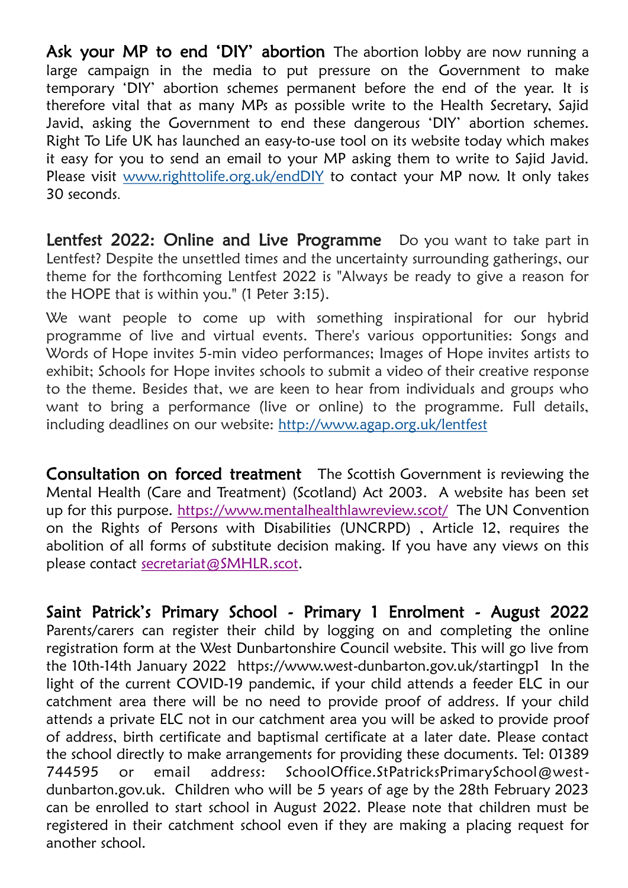**Ask your MP to end 'DIY' abortion** The abortion lobby are now running a large campaign in the media to put pressure on the Government to make temporary 'DIY' abortion schemes permanent before the end of the year. It is therefore vital that as many MPs as possible write to the Health Secretary, Sajid Javid, asking the Government to end these dangerous 'DIY' abortion schemes. Right To Life UK has launched an easy-to-use tool on its website today which makes it easy for you to send an email to your MP asking them to write to Sajid Javid. Please visit www.righttolife.org.uk/endDIY to contact your MP now. It only takes 30 seconds.

**Lentfest 2022: Online and Live Programme** Do you want to take part in Lentfest? Despite the unsettled times and the uncertainty surrounding gatherings, our theme for the forthcoming Lentfest 2022 is "Always be ready to give a reason for the HOPE that is within you." (1 Peter 3:15).

We want people to come up with something inspirational for our hybrid programme of live and virtual events. There's various opportunities: Songs and Words of Hope invites 5-min video performances; Images of Hope invites artists to exhibit; Schools for Hope invites schools to submit a video of their creative response to the theme. Besides that, we are keen to hear from individuals and groups who want to bring a performance (live or online) to the programme. Full details, including deadlines on our website: http://www.agap.org.uk/lentfest

**Consultation on forced treatment** The Scottish Government is reviewing the Mental Health (Care and Treatment) (Scotland) Act 2003. A website has been set up for this purpose. https://www.mentalhealthlawreview.scot/ The UN Convention on the Rights of Persons with Disabilities (UNCRPD) , Article 12, requires the abolition of all forms of substitute decision making. If you have any views on this please contact secretariat@SMHLR.scot.

**Saint Patrick's Primary School - Primary 1 Enrolment - August 2022** Parents/carers can register their child by logging on and completing the online registration form at the West Dunbartonshire Council website. This will go live from the 10th-14th January 2022 https://www.west-dunbarton.gov.uk/startingp1 In the light of the current COVID-19 pandemic, if your child attends a feeder ELC in our catchment area there will be no need to provide proof of address. If your child attends a private ELC not in our catchment area you will be asked to provide proof of address, birth certificate and baptismal certificate at a later date. Please contact the school directly to make arrangements for providing these documents. Tel: 01389 744595 or email address: SchoolOffice.StPatricksPrimarySchool@west-dunbarton.gov.uk. Children who will be 5 years of age by the 28th February 2023 can be enrolled to start school in August 2022. Please note that children must be registered in their catchment school even if they are making a placing request for another school.